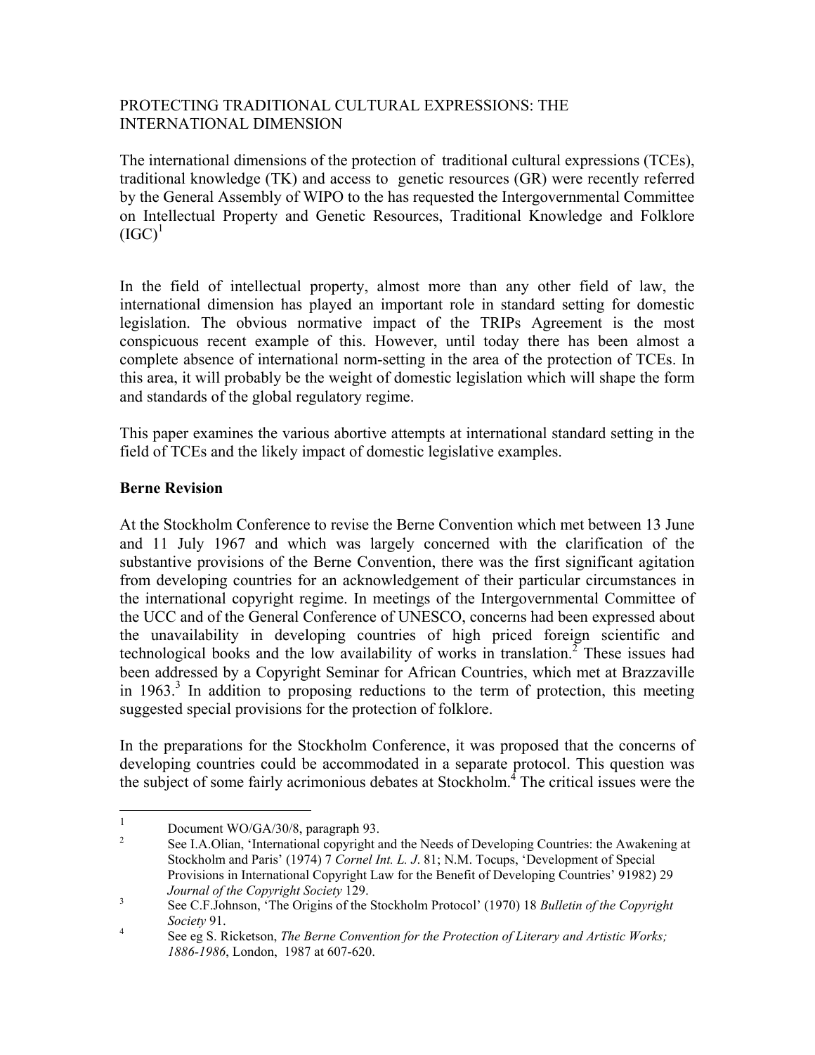# PROTECTING TRADITIONAL CULTURAL EXPRESSIONS: THE INTERNATIONAL DIMENSION

The international dimensions of the protection of traditional cultural expressions (TCEs), traditional knowledge (TK) and access to genetic resources (GR) were recently referred by the General Assembly of WIPO to the has requested the Intergovernmental Committee on Intellectual Property and Genetic Resources, Traditional Knowledge and Folklore (IGC)[1]

In the field of intellectual property, almost more than any other field of law, the international dimension has played an important role in standard setting for domestic legislation. The obvious normative impact of the TRIPs Agreement is the most conspicuous recent example of this. However, until today there has been almost a complete absence of international norm-setting in the area of the protection of TCEs. In this area, it will probably be the weight of domestic legislation which will shape the form and standards of the global regulatory regime.

This paper examines the various abortive attempts at international standard setting in the field of TCEs and the likely impact of domestic legislative examples.

## Berne Revision

At the Stockholm Conference to revise the Berne Convention which met between 13 June and 11 July 1967 and which was largely concerned with the clarification of the substantive provisions of the Berne Convention, there was the first significant agitation from developing countries for an acknowledgement of their particular circumstances in the international copyright regime. In meetings of the Intergovernmental Committee of the UCC and of the General Conference of UNESCO, concerns had been expressed about the unavailability in developing countries of high priced foreign scientific and technological books and the low availability of works in translation.[2] These issues had been addressed by a Copyright Seminar for African Countries, which met at Brazzaville in 1963.[3] In addition to proposing reductions to the term of protection, this meeting suggested special provisions for the protection of folklore.

In the preparations for the Stockholm Conference, it was proposed that the concerns of developing countries could be accommodated in a separate protocol. This question was the subject of some fairly acrimonious debates at Stockholm.[4] The critical issues were the

---

[1] Document WO/GA/30/8, paragraph 93.

[2] See I.A.Olian, 'International copyright and the Needs of Developing Countries: the Awakening at Stockholm and Paris' (1974) 7 *Cornel Int. L. J*. 81; N.M. Tocups, 'Development of Special Provisions in International Copyright Law for the Benefit of Developing Countries' 91982) 29 *Journal of the Copyright Society* 129.

[3] See C.F.Johnson, 'The Origins of the Stockholm Protocol' (1970) 18 *Bulletin of the Copyright Society* 91.

[4] See eg S. Ricketson, *The Berne Convention for the Protection of Literary and Artistic Works; 1886-1986*, London, 1987 at 607-620.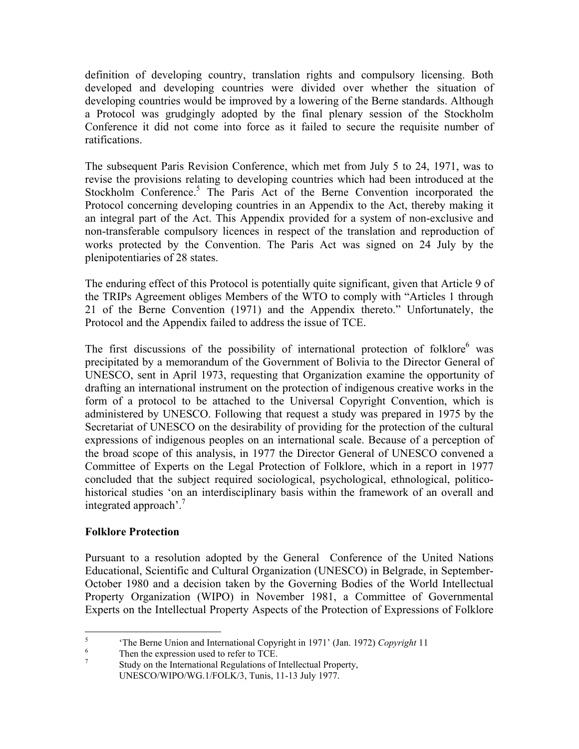definition of developing country, translation rights and compulsory licensing. Both developed and developing countries were divided over whether the situation of developing countries would be improved by a lowering of the Berne standards. Although a Protocol was grudgingly adopted by the final plenary session of the Stockholm Conference it did not come into force as it failed to secure the requisite number of ratifications.

The subsequent Paris Revision Conference, which met from July 5 to 24, 1971, was to revise the provisions relating to developing countries which had been introduced at the Stockholm Conference.[5] The Paris Act of the Berne Convention incorporated the Protocol concerning developing countries in an Appendix to the Act, thereby making it an integral part of the Act. This Appendix provided for a system of non-exclusive and non-transferable compulsory licences in respect of the translation and reproduction of works protected by the Convention. The Paris Act was signed on 24 July by the plenipotentiaries of 28 states.

The enduring effect of this Protocol is potentially quite significant, given that Article 9 of the TRIPs Agreement obliges Members of the WTO to comply with "Articles 1 through 21 of the Berne Convention (1971) and the Appendix thereto." Unfortunately, the Protocol and the Appendix failed to address the issue of TCE.

The first discussions of the possibility of international protection of folklore[6] was precipitated by a memorandum of the Government of Bolivia to the Director General of UNESCO, sent in April 1973, requesting that Organization examine the opportunity of drafting an international instrument on the protection of indigenous creative works in the form of a protocol to be attached to the Universal Copyright Convention, which is administered by UNESCO. Following that request a study was prepared in 1975 by the Secretariat of UNESCO on the desirability of providing for the protection of the cultural expressions of indigenous peoples on an international scale. Because of a perception of the broad scope of this analysis, in 1977 the Director General of UNESCO convened a Committee of Experts on the Legal Protection of Folklore, which in a report in 1977 concluded that the subject required sociological, psychological, ethnological, politico-historical studies 'on an interdisciplinary basis within the framework of an overall and integrated approach'.[7]

**Folklore Protection**

Pursuant to a resolution adopted by the General Conference of the United Nations Educational, Scientific and Cultural Organization (UNESCO) in Belgrade, in September-October 1980 and a decision taken by the Governing Bodies of the World Intellectual Property Organization (WIPO) in November 1981, a Committee of Governmental Experts on the Intellectual Property Aspects of the Protection of Expressions of Folklore

---

[5] 'The Berne Union and International Copyright in 1971' (Jan. 1972) *Copyright* 11

[6] Then the expression used to refer to TCE.

[7] Study on the International Regulations of Intellectual Property, UNESCO/WIPO/WG.1/FOLK/3, Tunis, 11-13 July 1977.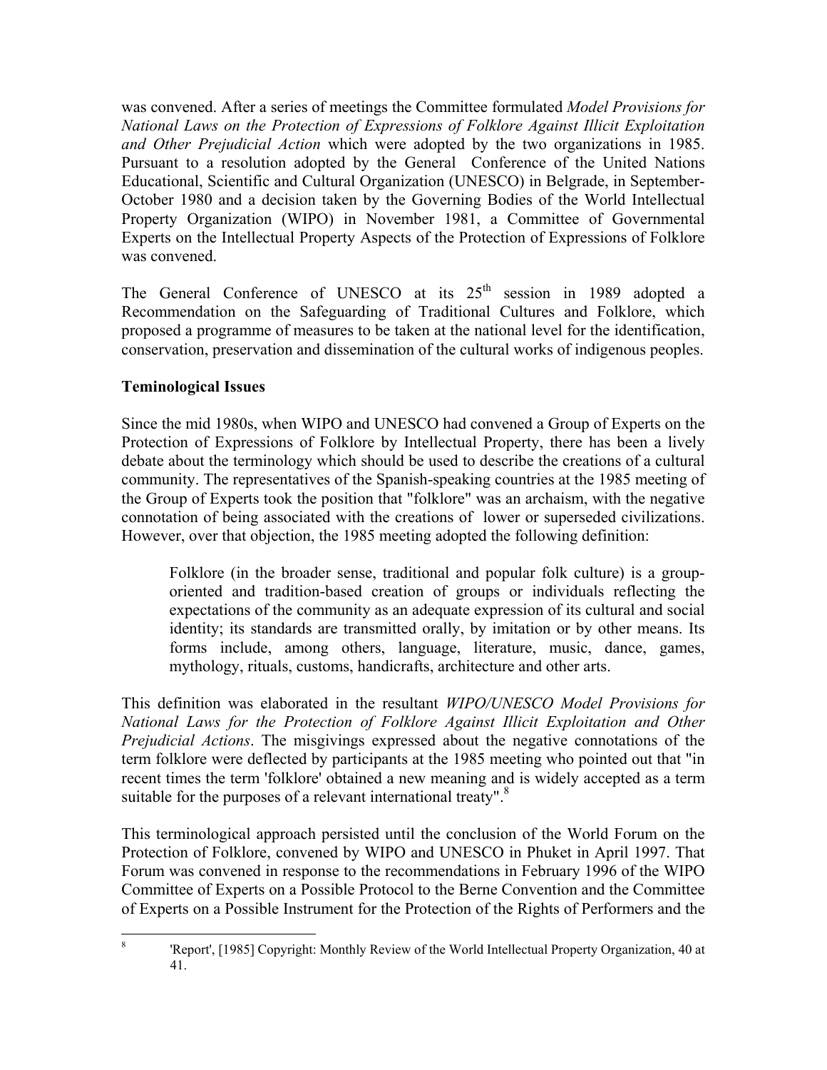was convened. After a series of meetings the Committee formulated *Model Provisions for National Laws on the Protection of Expressions of Folklore Against Illicit Exploitation and Other Prejudicial Action* which were adopted by the two organizations in 1985. Pursuant to a resolution adopted by the General Conference of the United Nations Educational, Scientific and Cultural Organization (UNESCO) in Belgrade, in September-October 1980 and a decision taken by the Governing Bodies of the World Intellectual Property Organization (WIPO) in November 1981, a Committee of Governmental Experts on the Intellectual Property Aspects of the Protection of Expressions of Folklore was convened.

The General Conference of UNESCO at its 25th session in 1989 adopted a Recommendation on the Safeguarding of Traditional Cultures and Folklore, which proposed a programme of measures to be taken at the national level for the identification, conservation, preservation and dissemination of the cultural works of indigenous peoples.

**Teminological Issues**

Since the mid 1980s, when WIPO and UNESCO had convened a Group of Experts on the Protection of Expressions of Folklore by Intellectual Property, there has been a lively debate about the terminology which should be used to describe the creations of a cultural community. The representatives of the Spanish-speaking countries at the 1985 meeting of the Group of Experts took the position that "folklore" was an archaism, with the negative connotation of being associated with the creations of lower or superseded civilizations. However, over that objection, the 1985 meeting adopted the following definition:

> Folklore (in the broader sense, traditional and popular folk culture) is a group-oriented and tradition-based creation of groups or individuals reflecting the expectations of the community as an adequate expression of its cultural and social identity; its standards are transmitted orally, by imitation or by other means. Its forms include, among others, language, literature, music, dance, games, mythology, rituals, customs, handicrafts, architecture and other arts.

This definition was elaborated in the resultant *WIPO/UNESCO Model Provisions for National Laws for the Protection of Folklore Against Illicit Exploitation and Other Prejudicial Actions*. The misgivings expressed about the negative connotations of the term folklore were deflected by participants at the 1985 meeting who pointed out that "in recent times the term 'folklore' obtained a new meaning and is widely accepted as a term suitable for the purposes of a relevant international treaty".[8]

This terminological approach persisted until the conclusion of the World Forum on the Protection of Folklore, convened by WIPO and UNESCO in Phuket in April 1997. That Forum was convened in response to the recommendations in February 1996 of the WIPO Committee of Experts on a Possible Protocol to the Berne Convention and the Committee of Experts on a Possible Instrument for the Protection of the Rights of Performers and the

---

[8] 'Report', [1985] Copyright: Monthly Review of the World Intellectual Property Organization, 40 at 41.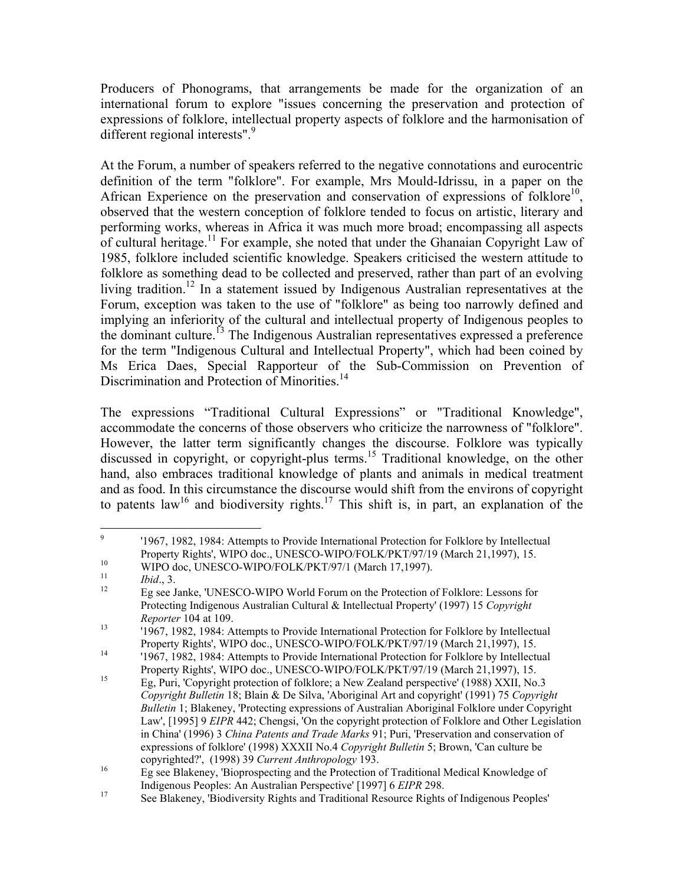Producers of Phonograms, that arrangements be made for the organization of an international forum to explore "issues concerning the preservation and protection of expressions of folklore, intellectual property aspects of folklore and the harmonisation of different regional interests".[9]

At the Forum, a number of speakers referred to the negative connotations and eurocentric definition of the term "folklore". For example, Mrs Mould-Idrissu, in a paper on the African Experience on the preservation and conservation of expressions of folklore[10], observed that the western conception of folklore tended to focus on artistic, literary and performing works, whereas in Africa it was much more broad; encompassing all aspects of cultural heritage.[11] For example, she noted that under the Ghanaian Copyright Law of 1985, folklore included scientific knowledge. Speakers criticised the western attitude to folklore as something dead to be collected and preserved, rather than part of an evolving living tradition.[12] In a statement issued by Indigenous Australian representatives at the Forum, exception was taken to the use of "folklore" as being too narrowly defined and implying an inferiority of the cultural and intellectual property of Indigenous peoples to the dominant culture.[13] The Indigenous Australian representatives expressed a preference for the term "Indigenous Cultural and Intellectual Property", which had been coined by Ms Erica Daes, Special Rapporteur of the Sub-Commission on Prevention of Discrimination and Protection of Minorities.[14]

The expressions "Traditional Cultural Expressions" or "Traditional Knowledge", accommodate the concerns of those observers who criticize the narrowness of "folklore". However, the latter term significantly changes the discourse. Folklore was typically discussed in copyright, or copyright-plus terms.[15] Traditional knowledge, on the other hand, also embraces traditional knowledge of plants and animals in medical treatment and as food. In this circumstance the discourse would shift from the environs of copyright to patents law[16] and biodiversity rights.[17] This shift is, in part, an explanation of the

---

[9] '1967, 1982, 1984: Attempts to Provide International Protection for Folklore by Intellectual Property Rights', WIPO doc., UNESCO-WIPO/FOLK/PKT/97/19 (March 21,1997), 15.

[10] WIPO doc, UNESCO-WIPO/FOLK/PKT/97/1 (March 17,1997).

[11] *Ibid*., 3.

[12] Eg see Janke, 'UNESCO-WIPO World Forum on the Protection of Folklore: Lessons for Protecting Indigenous Australian Cultural & Intellectual Property' (1997) 15 *Copyright Reporter* 104 at 109.

[13] '1967, 1982, 1984: Attempts to Provide International Protection for Folklore by Intellectual Property Rights', WIPO doc., UNESCO-WIPO/FOLK/PKT/97/19 (March 21,1997), 15.

[14] '1967, 1982, 1984: Attempts to Provide International Protection for Folklore by Intellectual Property Rights', WIPO doc., UNESCO-WIPO/FOLK/PKT/97/19 (March 21,1997), 15.

[15] Eg, Puri, 'Copyright protection of folklore; a New Zealand perspective' (1988) XXII, No.3 *Copyright Bulletin* 18; Blain & De Silva, 'Aboriginal Art and copyright' (1991) 75 *Copyright Bulletin* 1; Blakeney, 'Protecting expressions of Australian Aboriginal Folklore under Copyright Law', [1995] 9 *EIPR* 442; Chengsi, 'On the copyright protection of Folklore and Other Legislation in China' (1996) 3 *China Patents and Trade Marks* 91; Puri, 'Preservation and conservation of expressions of folklore' (1998) XXXII No.4 *Copyright Bulletin* 5; Brown, 'Can culture be copyrighted?', (1998) 39 *Current Anthropology* 193.

[16] Eg see Blakeney, 'Bioprospecting and the Protection of Traditional Medical Knowledge of Indigenous Peoples: An Australian Perspective' [1997] 6 *EIPR* 298.

[17] See Blakeney, 'Biodiversity Rights and Traditional Resource Rights of Indigenous Peoples'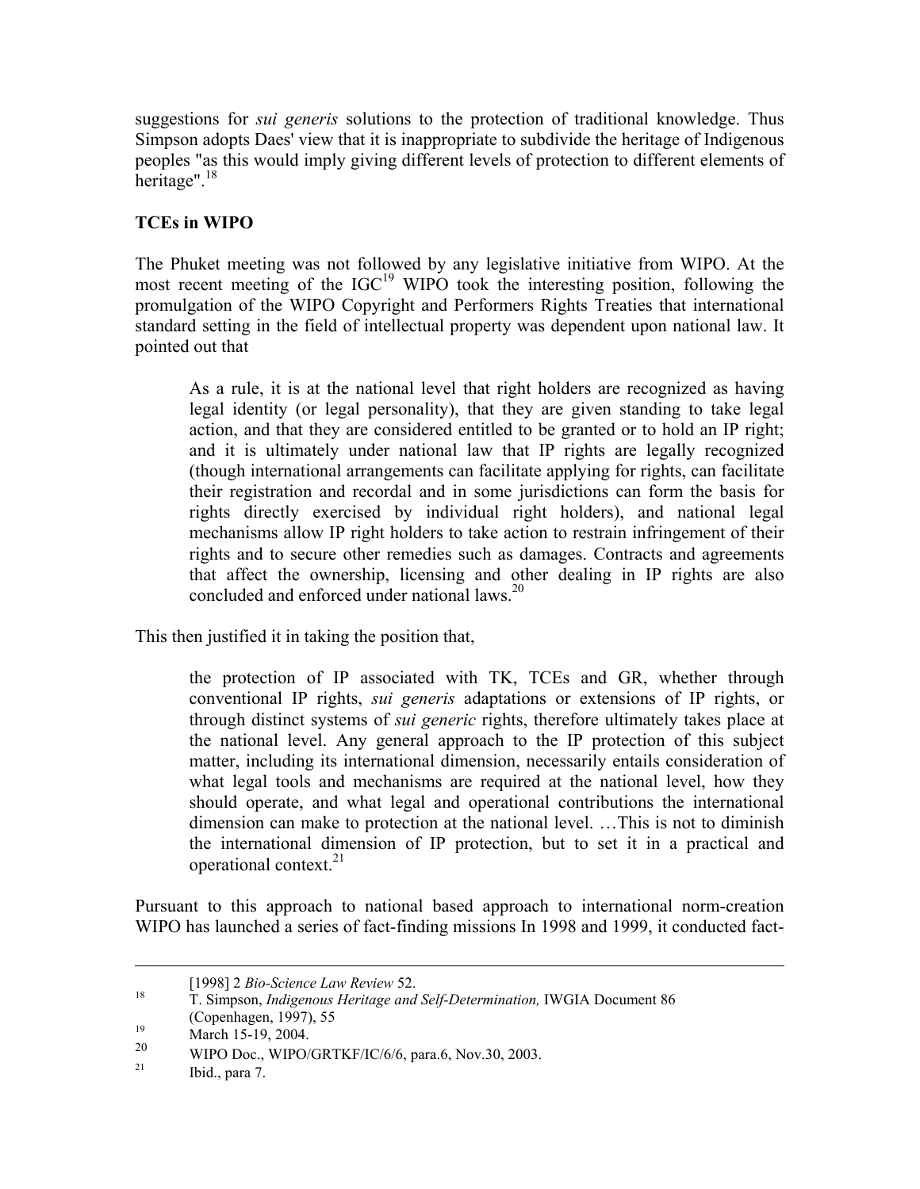suggestions for *sui generis* solutions to the protection of traditional knowledge. Thus Simpson adopts Daes' view that it is inappropriate to subdivide the heritage of Indigenous peoples "as this would imply giving different levels of protection to different elements of heritage".[18]

**TCEs in WIPO**

The Phuket meeting was not followed by any legislative initiative from WIPO. At the most recent meeting of the IGC[19] WIPO took the interesting position, following the promulgation of the WIPO Copyright and Performers Rights Treaties that international standard setting in the field of intellectual property was dependent upon national law. It pointed out that

> As a rule, it is at the national level that right holders are recognized as having legal identity (or legal personality), that they are given standing to take legal action, and that they are considered entitled to be granted or to hold an IP right; and it is ultimately under national law that IP rights are legally recognized (though international arrangements can facilitate applying for rights, can facilitate their registration and recordal and in some jurisdictions can form the basis for rights directly exercised by individual right holders), and national legal mechanisms allow IP right holders to take action to restrain infringement of their rights and to secure other remedies such as damages. Contracts and agreements that affect the ownership, licensing and other dealing in IP rights are also concluded and enforced under national laws.[20]

This then justified it in taking the position that,

> the protection of IP associated with TK, TCEs and GR, whether through conventional IP rights, *sui generis* adaptations or extensions of IP rights, or through distinct systems of *sui generic* rights, therefore ultimately takes place at the national level. Any general approach to the IP protection of this subject matter, including its international dimension, necessarily entails consideration of what legal tools and mechanisms are required at the national level, how they should operate, and what legal and operational contributions the international dimension can make to protection at the national level. …This is not to diminish the international dimension of IP protection, but to set it in a practical and operational context.[21]

Pursuant to this approach to national based approach to international norm-creation WIPO has launched a series of fact-finding missions In 1998 and 1999, it conducted fact-

---

[1998] 2 *Bio-Science Law Review* 52.

[18] T. Simpson, *Indigenous Heritage and Self-Determination,* IWGIA Document 86 (Copenhagen, 1997), 55

[19] March 15-19, 2004.

[20] WIPO Doc., WIPO/GRTKF/IC/6/6, para.6, Nov.30, 2003.

[21] Ibid., para 7.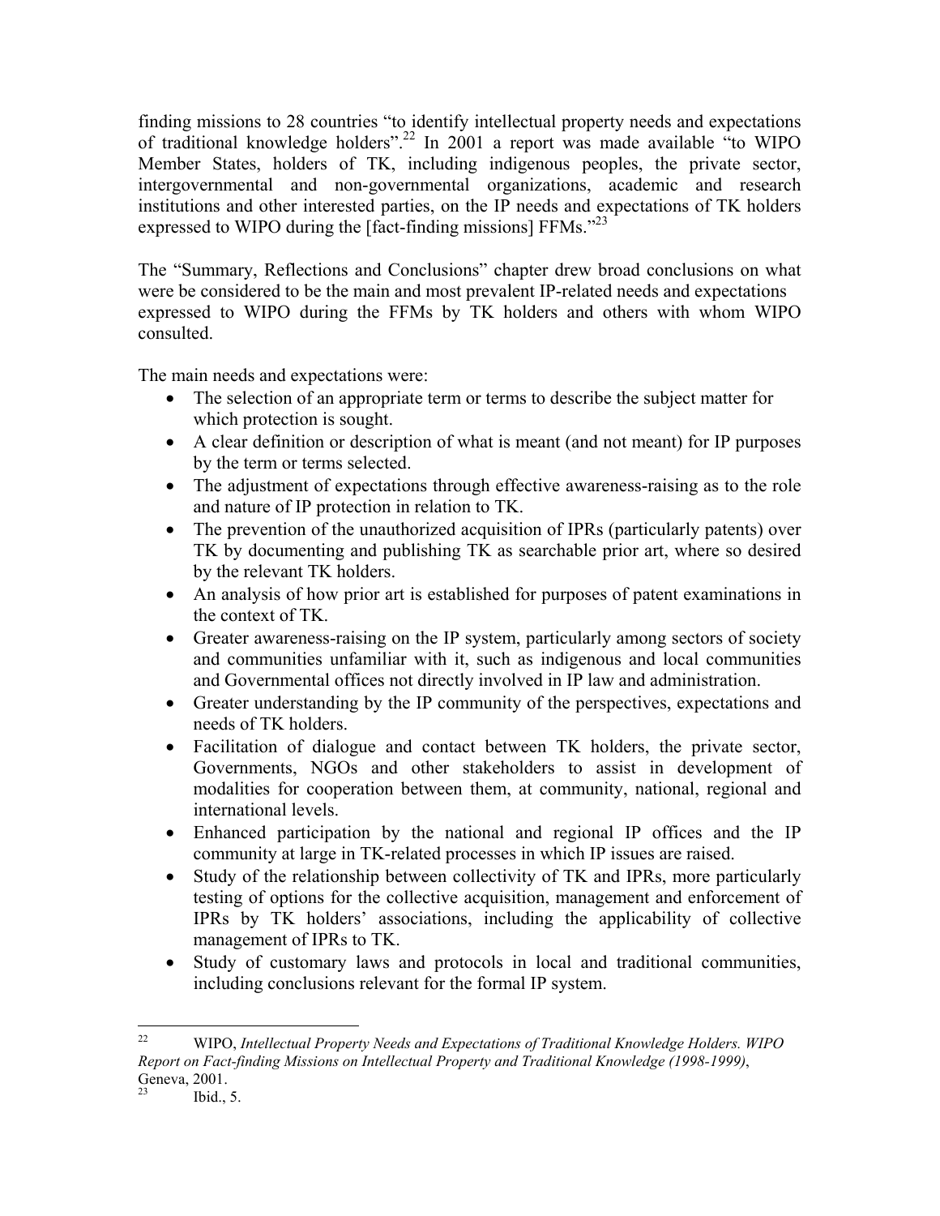finding missions to 28 countries "to identify intellectual property needs and expectations of traditional knowledge holders".[22] In 2001 a report was made available "to WIPO Member States, holders of TK, including indigenous peoples, the private sector, intergovernmental and non-governmental organizations, academic and research institutions and other interested parties, on the IP needs and expectations of TK holders expressed to WIPO during the [fact-finding missions] FFMs."[23]

The "Summary, Reflections and Conclusions" chapter drew broad conclusions on what were be considered to be the main and most prevalent IP-related needs and expectations expressed to WIPO during the FFMs by TK holders and others with whom WIPO consulted.

The main needs and expectations were:

- The selection of an appropriate term or terms to describe the subject matter for which protection is sought.
- A clear definition or description of what is meant (and not meant) for IP purposes by the term or terms selected.
- The adjustment of expectations through effective awareness-raising as to the role and nature of IP protection in relation to TK.
- The prevention of the unauthorized acquisition of IPRs (particularly patents) over TK by documenting and publishing TK as searchable prior art, where so desired by the relevant TK holders.
- An analysis of how prior art is established for purposes of patent examinations in the context of TK.
- Greater awareness-raising on the IP system, particularly among sectors of society and communities unfamiliar with it, such as indigenous and local communities and Governmental offices not directly involved in IP law and administration.
- Greater understanding by the IP community of the perspectives, expectations and needs of TK holders.
- Facilitation of dialogue and contact between TK holders, the private sector, Governments, NGOs and other stakeholders to assist in development of modalities for cooperation between them, at community, national, regional and international levels.
- Enhanced participation by the national and regional IP offices and the IP community at large in TK-related processes in which IP issues are raised.
- Study of the relationship between collectivity of TK and IPRs, more particularly testing of options for the collective acquisition, management and enforcement of IPRs by TK holders' associations, including the applicability of collective management of IPRs to TK.
- Study of customary laws and protocols in local and traditional communities, including conclusions relevant for the formal IP system.

---

[22] WIPO, *Intellectual Property Needs and Expectations of Traditional Knowledge Holders. WIPO Report on Fact-finding Missions on Intellectual Property and Traditional Knowledge (1998-1999)*, Geneva, 2001.

[23] Ibid., 5.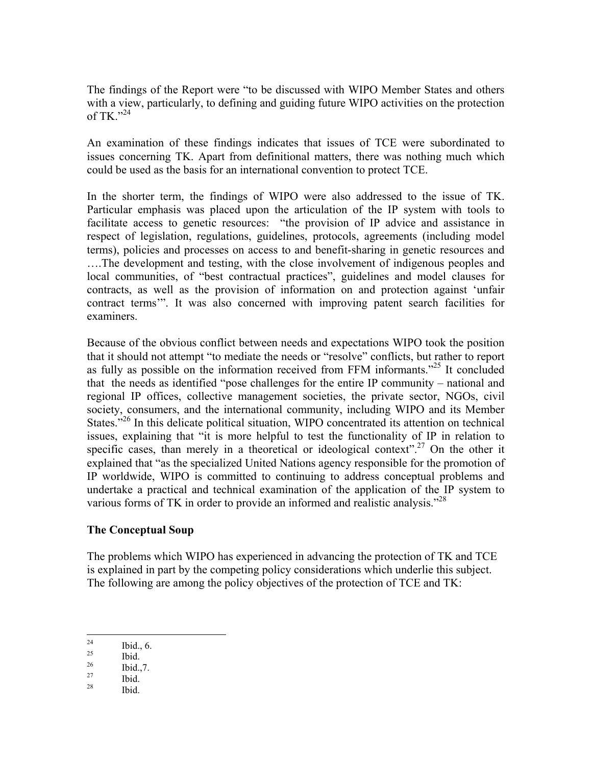The findings of the Report were "to be discussed with WIPO Member States and others with a view, particularly, to defining and guiding future WIPO activities on the protection of TK."[24]

An examination of these findings indicates that issues of TCE were subordinated to issues concerning TK. Apart from definitional matters, there was nothing much which could be used as the basis for an international convention to protect TCE.

In the shorter term, the findings of WIPO were also addressed to the issue of TK. Particular emphasis was placed upon the articulation of the IP system with tools to facilitate access to genetic resources: "the provision of IP advice and assistance in respect of legislation, regulations, guidelines, protocols, agreements (including model terms), policies and processes on access to and benefit-sharing in genetic resources and ….The development and testing, with the close involvement of indigenous peoples and local communities, of "best contractual practices", guidelines and model clauses for contracts, as well as the provision of information on and protection against 'unfair contract terms'". It was also concerned with improving patent search facilities for examiners.

Because of the obvious conflict between needs and expectations WIPO took the position that it should not attempt "to mediate the needs or "resolve" conflicts, but rather to report as fully as possible on the information received from FFM informants."[25] It concluded that the needs as identified "pose challenges for the entire IP community – national and regional IP offices, collective management societies, the private sector, NGOs, civil society, consumers, and the international community, including WIPO and its Member States."[26] In this delicate political situation, WIPO concentrated its attention on technical issues, explaining that "it is more helpful to test the functionality of IP in relation to specific cases, than merely in a theoretical or ideological context".[27] On the other it explained that "as the specialized United Nations agency responsible for the promotion of IP worldwide, WIPO is committed to continuing to address conceptual problems and undertake a practical and technical examination of the application of the IP system to various forms of TK in order to provide an informed and realistic analysis."[28]

**The Conceptual Soup**

The problems which WIPO has experienced in advancing the protection of TK and TCE is explained in part by the competing policy considerations which underlie this subject. The following are among the policy objectives of the protection of TCE and TK:

---

[24] Ibid., 6.

[25] Ibid.

[26] Ibid.,7.

[27] Ibid.

[28] Ibid.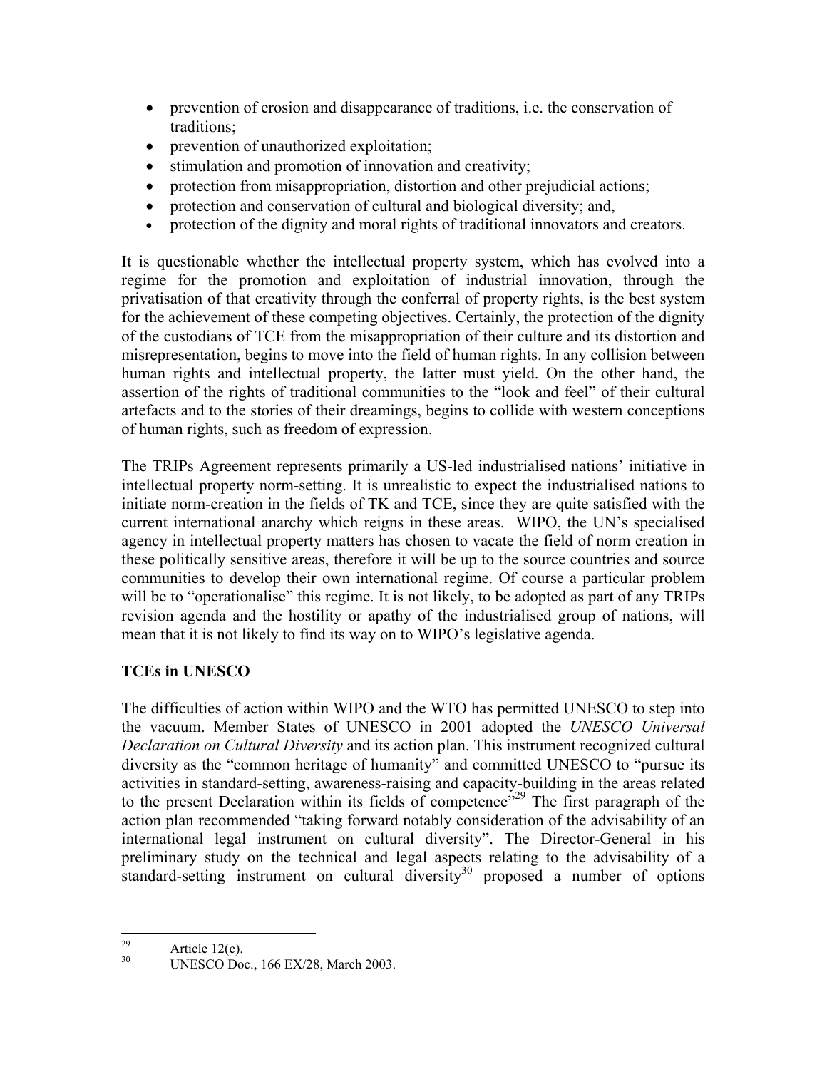- prevention of erosion and disappearance of traditions, i.e. the conservation of traditions;
- prevention of unauthorized exploitation;
- stimulation and promotion of innovation and creativity;
- protection from misappropriation, distortion and other prejudicial actions;
- protection and conservation of cultural and biological diversity; and,
- protection of the dignity and moral rights of traditional innovators and creators.

It is questionable whether the intellectual property system, which has evolved into a regime for the promotion and exploitation of industrial innovation, through the privatisation of that creativity through the conferral of property rights, is the best system for the achievement of these competing objectives. Certainly, the protection of the dignity of the custodians of TCE from the misappropriation of their culture and its distortion and misrepresentation, begins to move into the field of human rights. In any collision between human rights and intellectual property, the latter must yield. On the other hand, the assertion of the rights of traditional communities to the "look and feel" of their cultural artefacts and to the stories of their dreamings, begins to collide with western conceptions of human rights, such as freedom of expression.

The TRIPs Agreement represents primarily a US-led industrialised nations' initiative in intellectual property norm-setting. It is unrealistic to expect the industrialised nations to initiate norm-creation in the fields of TK and TCE, since they are quite satisfied with the current international anarchy which reigns in these areas. WIPO, the UN's specialised agency in intellectual property matters has chosen to vacate the field of norm creation in these politically sensitive areas, therefore it will be up to the source countries and source communities to develop their own international regime. Of course a particular problem will be to "operationalise" this regime. It is not likely, to be adopted as part of any TRIPs revision agenda and the hostility or apathy of the industrialised group of nations, will mean that it is not likely to find its way on to WIPO's legislative agenda.

## TCEs in UNESCO

The difficulties of action within WIPO and the WTO has permitted UNESCO to step into the vacuum. Member States of UNESCO in 2001 adopted the *UNESCO Universal Declaration on Cultural Diversity* and its action plan. This instrument recognized cultural diversity as the "common heritage of humanity" and committed UNESCO to "pursue its activities in standard-setting, awareness-raising and capacity-building in the areas related to the present Declaration within its fields of competence"[29] The first paragraph of the action plan recommended "taking forward notably consideration of the advisability of an international legal instrument on cultural diversity". The Director-General in his preliminary study on the technical and legal aspects relating to the advisability of a standard-setting instrument on cultural diversity[30] proposed a number of options

---

[29] Article 12(c).

[30] UNESCO Doc., 166 EX/28, March 2003.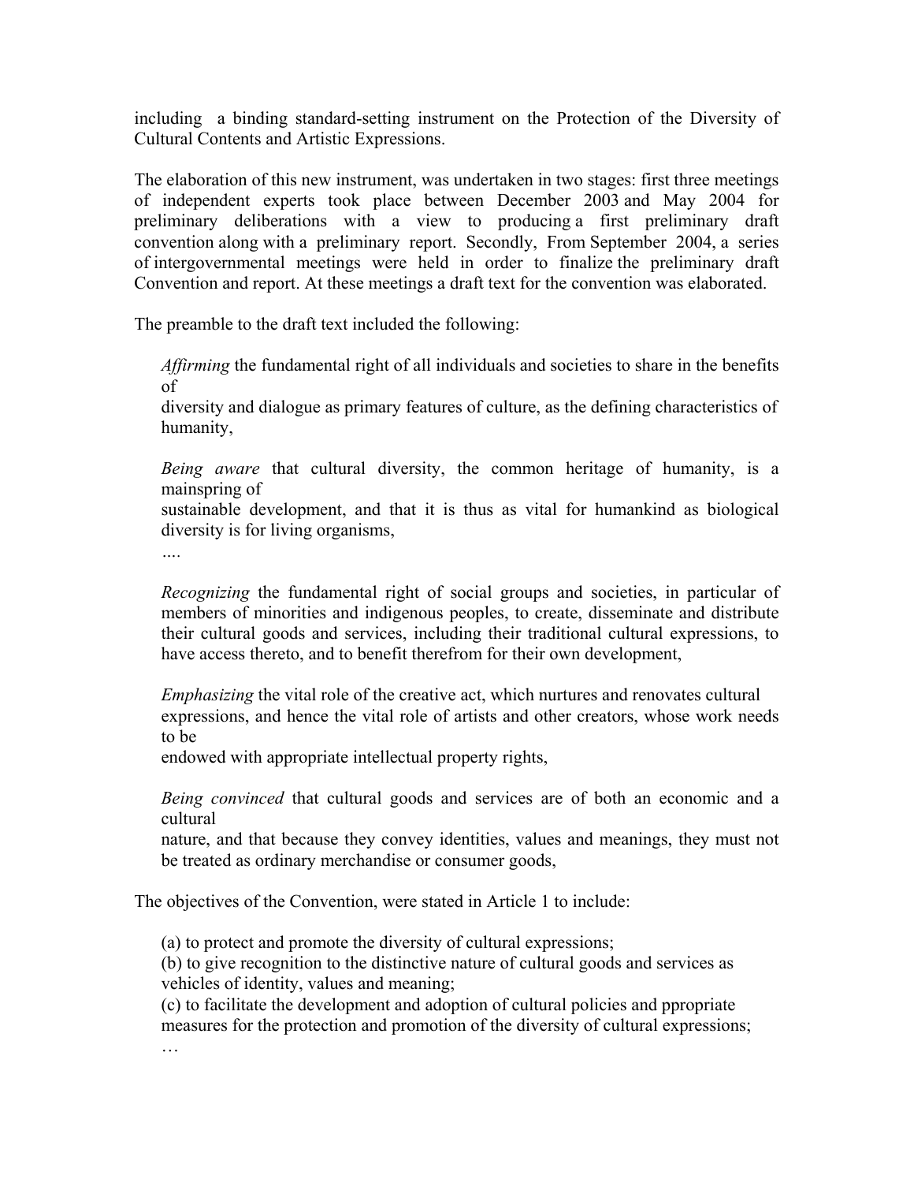including a binding standard-setting instrument on the Protection of the Diversity of Cultural Contents and Artistic Expressions.

The elaboration of this new instrument, was undertaken in two stages: first three meetings of independent experts took place between December 2003 and May 2004 for preliminary deliberations with a view to producing a first preliminary draft convention along with a preliminary report. Secondly, From September 2004, a series of intergovernmental meetings were held in order to finalize the preliminary draft Convention and report. At these meetings a draft text for the convention was elaborated.

The preamble to the draft text included the following:

> *Affirming* the fundamental right of all individuals and societies to share in the benefits of
> diversity and dialogue as primary features of culture, as the defining characteristics of humanity,
>
> *Being aware* that cultural diversity, the common heritage of humanity, is a mainspring of
> sustainable development, and that it is thus as vital for humankind as biological diversity is for living organisms,
>
> ....
>
> *Recognizing* the fundamental right of social groups and societies, in particular of members of minorities and indigenous peoples, to create, disseminate and distribute their cultural goods and services, including their traditional cultural expressions, to have access thereto, and to benefit therefrom for their own development,
>
> *Emphasizing* the vital role of the creative act, which nurtures and renovates cultural expressions, and hence the vital role of artists and other creators, whose work needs to be
> endowed with appropriate intellectual property rights,
>
> *Being convinced* that cultural goods and services are of both an economic and a cultural
> nature, and that because they convey identities, values and meanings, they must not be treated as ordinary merchandise or consumer goods,

The objectives of the Convention, were stated in Article 1 to include:

> (a) to protect and promote the diversity of cultural expressions;
> (b) to give recognition to the distinctive nature of cultural goods and services as vehicles of identity, values and meaning;
> (c) to facilitate the development and adoption of cultural policies and ppropriate measures for the protection and promotion of the diversity of cultural expressions;
> …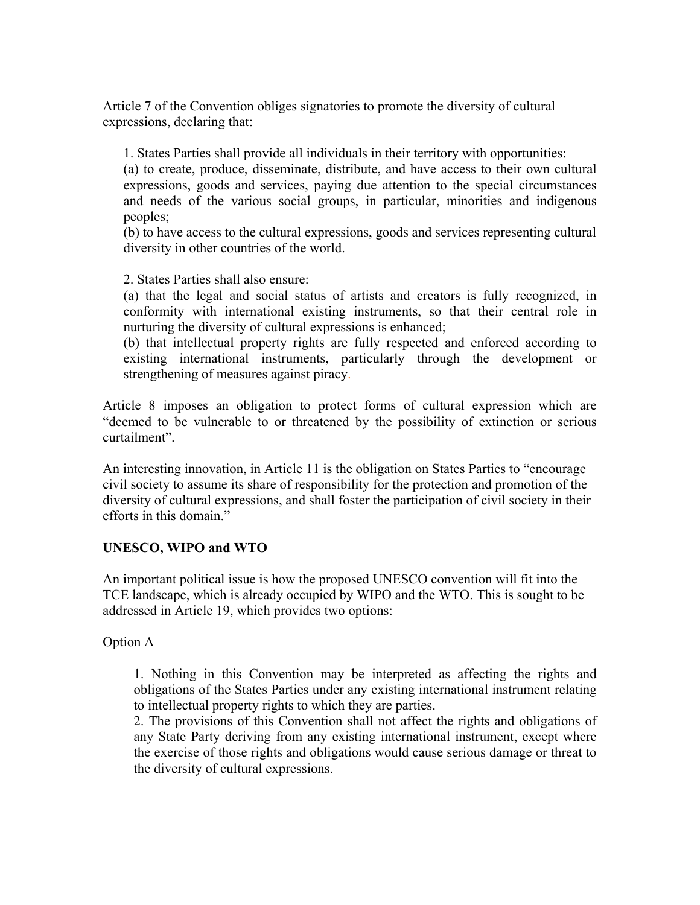Article 7 of the Convention obliges signatories to promote the diversity of cultural expressions, declaring that:

> 1. States Parties shall provide all individuals in their territory with opportunities:
> (a) to create, produce, disseminate, distribute, and have access to their own cultural expressions, goods and services, paying due attention to the special circumstances and needs of the various social groups, in particular, minorities and indigenous peoples;
> (b) to have access to the cultural expressions, goods and services representing cultural diversity in other countries of the world.
>
> 2. States Parties shall also ensure:
> (a) that the legal and social status of artists and creators is fully recognized, in conformity with international existing instruments, so that their central role in nurturing the diversity of cultural expressions is enhanced;
> (b) that intellectual property rights are fully respected and enforced according to existing international instruments, particularly through the development or strengthening of measures against piracy.

Article 8 imposes an obligation to protect forms of cultural expression which are "deemed to be vulnerable to or threatened by the possibility of extinction or serious curtailment".

An interesting innovation, in Article 11 is the obligation on States Parties to "encourage civil society to assume its share of responsibility for the protection and promotion of the diversity of cultural expressions, and shall foster the participation of civil society in their efforts in this domain."

**UNESCO, WIPO and WTO**

An important political issue is how the proposed UNESCO convention will fit into the TCE landscape, which is already occupied by WIPO and the WTO. This is sought to be addressed in Article 19, which provides two options:

Option A

> 1. Nothing in this Convention may be interpreted as affecting the rights and obligations of the States Parties under any existing international instrument relating to intellectual property rights to which they are parties.
> 2. The provisions of this Convention shall not affect the rights and obligations of any State Party deriving from any existing international instrument, except where the exercise of those rights and obligations would cause serious damage or threat to the diversity of cultural expressions.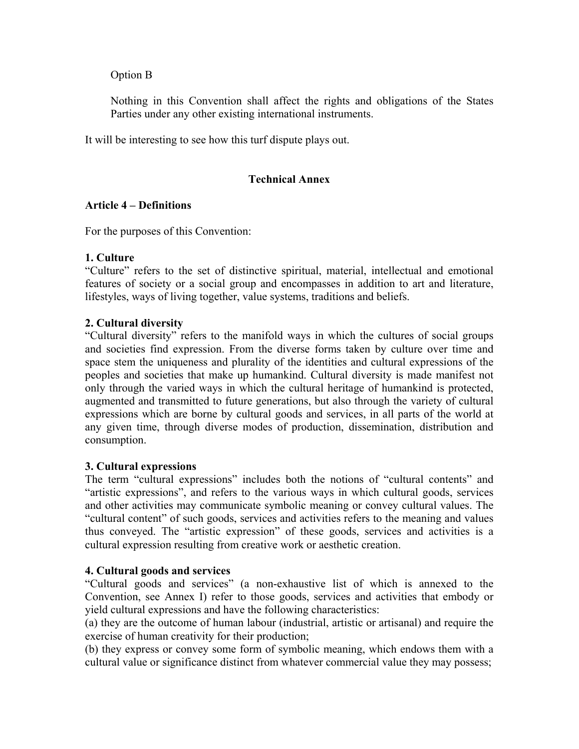Option B

Nothing in this Convention shall affect the rights and obligations of the States Parties under any other existing international instruments.

It will be interesting to see how this turf dispute plays out.

## Technical Annex

**Article 4 – Definitions**

For the purposes of this Convention:

**1. Culture**
"Culture" refers to the set of distinctive spiritual, material, intellectual and emotional features of society or a social group and encompasses in addition to art and literature, lifestyles, ways of living together, value systems, traditions and beliefs.

**2. Cultural diversity**
"Cultural diversity" refers to the manifold ways in which the cultures of social groups and societies find expression. From the diverse forms taken by culture over time and space stem the uniqueness and plurality of the identities and cultural expressions of the peoples and societies that make up humankind. Cultural diversity is made manifest not only through the varied ways in which the cultural heritage of humankind is protected, augmented and transmitted to future generations, but also through the variety of cultural expressions which are borne by cultural goods and services, in all parts of the world at any given time, through diverse modes of production, dissemination, distribution and consumption.

**3. Cultural expressions**
The term "cultural expressions" includes both the notions of "cultural contents" and "artistic expressions", and refers to the various ways in which cultural goods, services and other activities may communicate symbolic meaning or convey cultural values. The "cultural content" of such goods, services and activities refers to the meaning and values thus conveyed. The "artistic expression" of these goods, services and activities is a cultural expression resulting from creative work or aesthetic creation.

**4. Cultural goods and services**
"Cultural goods and services" (a non-exhaustive list of which is annexed to the Convention, see Annex I) refer to those goods, services and activities that embody or yield cultural expressions and have the following characteristics:
(a) they are the outcome of human labour (industrial, artistic or artisanal) and require the exercise of human creativity for their production;
(b) they express or convey some form of symbolic meaning, which endows them with a cultural value or significance distinct from whatever commercial value they may possess;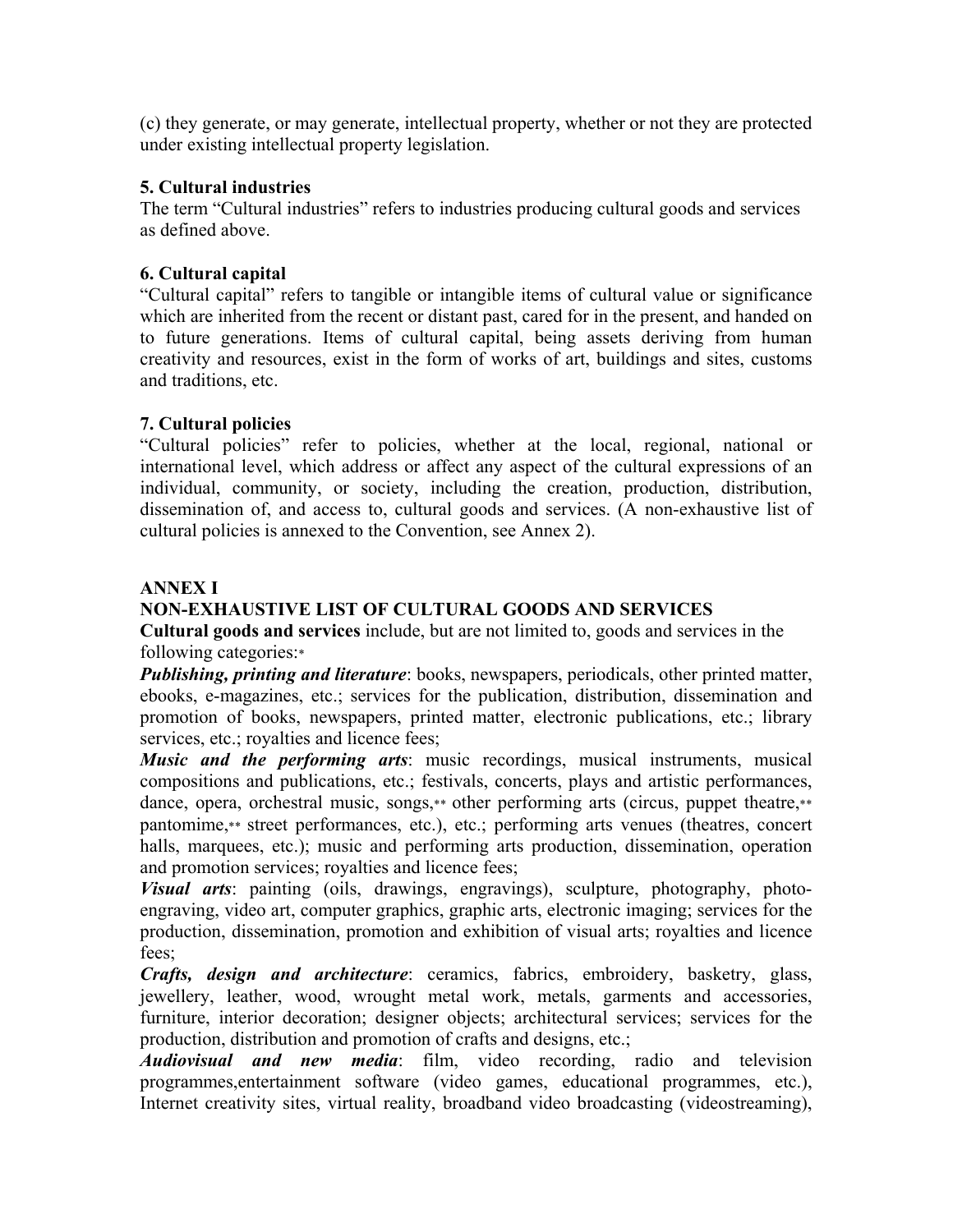(c) they generate, or may generate, intellectual property, whether or not they are protected under existing intellectual property legislation.

**5. Cultural industries**

The term "Cultural industries" refers to industries producing cultural goods and services as defined above.

**6. Cultural capital**

"Cultural capital" refers to tangible or intangible items of cultural value or significance which are inherited from the recent or distant past, cared for in the present, and handed on to future generations. Items of cultural capital, being assets deriving from human creativity and resources, exist in the form of works of art, buildings and sites, customs and traditions, etc.

**7. Cultural policies**

"Cultural policies" refer to policies, whether at the local, regional, national or international level, which address or affect any aspect of the cultural expressions of an individual, community, or society, including the creation, production, distribution, dissemination of, and access to, cultural goods and services. (A non-exhaustive list of cultural policies is annexed to the Convention, see Annex 2).

## ANNEX I

## NON-EXHAUSTIVE LIST OF CULTURAL GOODS AND SERVICES

**Cultural goods and services** include, but are not limited to, goods and services in the following categories:*

***Publishing, printing and literature***: books, newspapers, periodicals, other printed matter, ebooks, e-magazines, etc.; services for the publication, distribution, dissemination and promotion of books, newspapers, printed matter, electronic publications, etc.; library services, etc.; royalties and licence fees;

***Music and the performing arts***: music recordings, musical instruments, musical compositions and publications, etc.; festivals, concerts, plays and artistic performances, dance, opera, orchestral music, songs,** other performing arts (circus, puppet theatre,** pantomime,** street performances, etc.), etc.; performing arts venues (theatres, concert halls, marquees, etc.); music and performing arts production, dissemination, operation and promotion services; royalties and licence fees;

***Visual arts***: painting (oils, drawings, engravings), sculpture, photography, photo-engraving, video art, computer graphics, graphic arts, electronic imaging; services for the production, dissemination, promotion and exhibition of visual arts; royalties and licence fees;

***Crafts, design and architecture***: ceramics, fabrics, embroidery, basketry, glass, jewellery, leather, wood, wrought metal work, metals, garments and accessories, furniture, interior decoration; designer objects; architectural services; services for the production, distribution and promotion of crafts and designs, etc.;

***Audiovisual and new media***: film, video recording, radio and television programmes,entertainment software (video games, educational programmes, etc.), Internet creativity sites, virtual reality, broadband video broadcasting (videostreaming),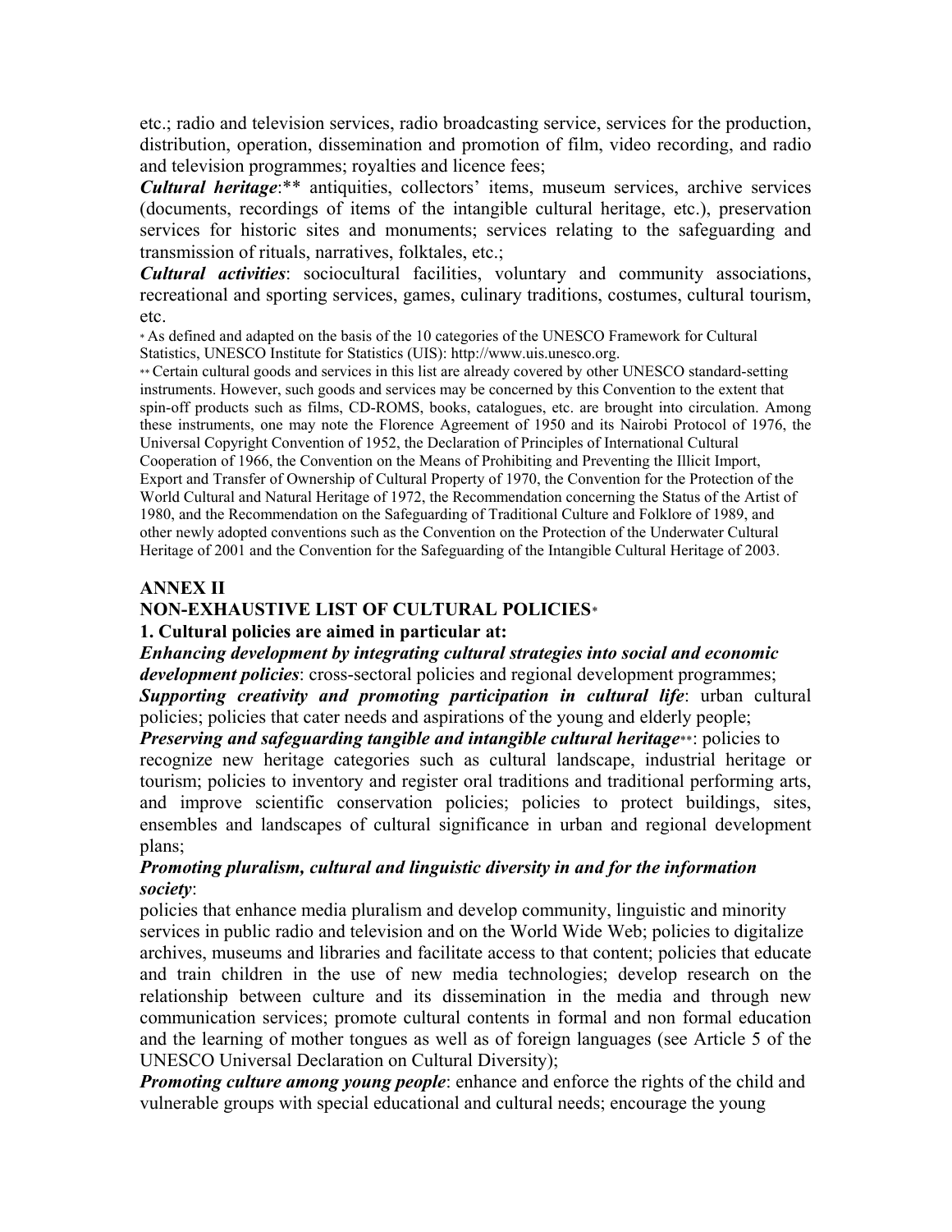etc.; radio and television services, radio broadcasting service, services for the production, distribution, operation, dissemination and promotion of film, video recording, and radio and television programmes; royalties and licence fees;

***Cultural heritage***:** antiquities, collectors' items, museum services, archive services (documents, recordings of items of the intangible cultural heritage, etc.), preservation services for historic sites and monuments; services relating to the safeguarding and transmission of rituals, narratives, folktales, etc.;

***Cultural activities***: sociocultural facilities, voluntary and community associations, recreational and sporting services, games, culinary traditions, costumes, cultural tourism, etc.

* As defined and adapted on the basis of the 10 categories of the UNESCO Framework for Cultural Statistics, UNESCO Institute for Statistics (UIS): http://www.uis.unesco.org.

** Certain cultural goods and services in this list are already covered by other UNESCO standard-setting instruments. However, such goods and services may be concerned by this Convention to the extent that spin-off products such as films, CD-ROMS, books, catalogues, etc. are brought into circulation. Among these instruments, one may note the Florence Agreement of 1950 and its Nairobi Protocol of 1976, the Universal Copyright Convention of 1952, the Declaration of Principles of International Cultural Cooperation of 1966, the Convention on the Means of Prohibiting and Preventing the Illicit Import, Export and Transfer of Ownership of Cultural Property of 1970, the Convention for the Protection of the World Cultural and Natural Heritage of 1972, the Recommendation concerning the Status of the Artist of 1980, and the Recommendation on the Safeguarding of Traditional Culture and Folklore of 1989, and other newly adopted conventions such as the Convention on the Protection of the Underwater Cultural Heritage of 2001 and the Convention for the Safeguarding of the Intangible Cultural Heritage of 2003.

## ANNEX II

## NON-EXHAUSTIVE LIST OF CULTURAL POLICIES*

### 1. Cultural policies are aimed in particular at:

***Enhancing development by integrating cultural strategies into social and economic development policies***: cross-sectoral policies and regional development programmes;

***Supporting creativity and promoting participation in cultural life***: urban cultural policies; policies that cater needs and aspirations of the young and elderly people;

***Preserving and safeguarding tangible and intangible cultural heritage***:** policies to recognize new heritage categories such as cultural landscape, industrial heritage or tourism; policies to inventory and register oral traditions and traditional performing arts, and improve scientific conservation policies; policies to protect buildings, sites, ensembles and landscapes of cultural significance in urban and regional development plans;

***Promoting pluralism, cultural and linguistic diversity in and for the information society***:
policies that enhance media pluralism and develop community, linguistic and minority services in public radio and television and on the World Wide Web; policies to digitalize archives, museums and libraries and facilitate access to that content; policies that educate and train children in the use of new media technologies; develop research on the relationship between culture and its dissemination in the media and through new communication services; promote cultural contents in formal and non formal education and the learning of mother tongues as well as of foreign languages (see Article 5 of the UNESCO Universal Declaration on Cultural Diversity);

***Promoting culture among young people***: enhance and enforce the rights of the child and vulnerable groups with special educational and cultural needs; encourage the young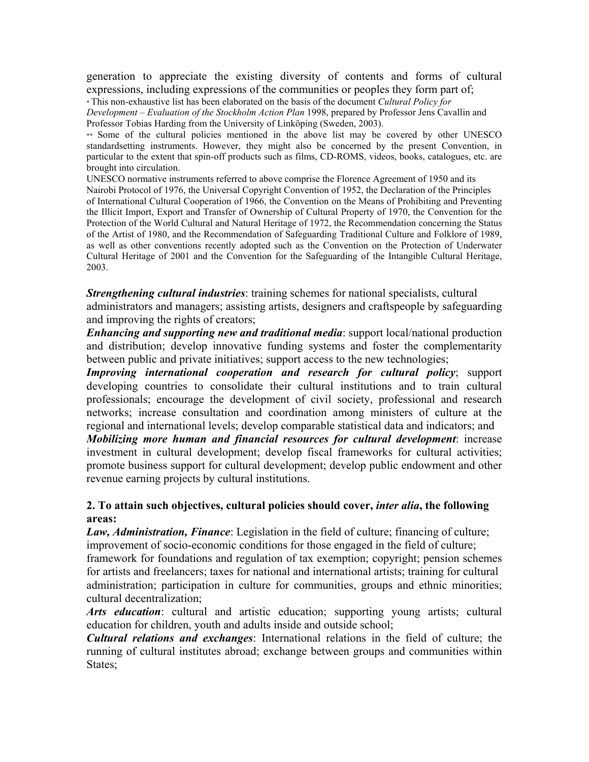generation to appreciate the existing diversity of contents and forms of cultural expressions, including expressions of the communities or peoples they form part of;

* This non-exhaustive list has been elaborated on the basis of the document *Cultural Policy for Development – Evaluation of the Stockholm Action Plan* 1998, prepared by Professor Jens Cavallin and Professor Tobias Harding from the University of Linköping (Sweden, 2003).

** Some of the cultural policies mentioned in the above list may be covered by other UNESCO standardsetting instruments. However, they might also be concerned by the present Convention, in particular to the extent that spin-off products such as films, CD-ROMS, videos, books, catalogues, etc. are brought into circulation.

UNESCO normative instruments referred to above comprise the Florence Agreement of 1950 and its Nairobi Protocol of 1976, the Universal Copyright Convention of 1952, the Declaration of the Principles of International Cultural Cooperation of 1966, the Convention on the Means of Prohibiting and Preventing the Illicit Import, Export and Transfer of Ownership of Cultural Property of 1970, the Convention for the Protection of the World Cultural and Natural Heritage of 1972, the Recommendation concerning the Status of the Artist of 1980, and the Recommendation of Safeguarding Traditional Culture and Folklore of 1989, as well as other conventions recently adopted such as the Convention on the Protection of Underwater Cultural Heritage of 2001 and the Convention for the Safeguarding of the Intangible Cultural Heritage, 2003.

***Strengthening cultural industries***: training schemes for national specialists, cultural administrators and managers; assisting artists, designers and craftspeople by safeguarding and improving the rights of creators;

***Enhancing and supporting new and traditional media***: support local/national production and distribution; develop innovative funding systems and foster the complementarity between public and private initiatives; support access to the new technologies;

***Improving international cooperation and research for cultural policy***; support developing countries to consolidate their cultural institutions and to train cultural professionals; encourage the development of civil society, professional and research networks; increase consultation and coordination among ministers of culture at the regional and international levels; develop comparable statistical data and indicators; and

***Mobilizing more human and financial resources for cultural development***: increase investment in cultural development; develop fiscal frameworks for cultural activities; promote business support for cultural development; develop public endowment and other revenue earning projects by cultural institutions.

**2. To attain such objectives, cultural policies should cover, *inter alia*, the following areas:**

***Law, Administration, Finance***: Legislation in the field of culture; financing of culture; improvement of socio-economic conditions for those engaged in the field of culture; framework for foundations and regulation of tax exemption; copyright; pension schemes for artists and freelancers; taxes for national and international artists; training for cultural administration; participation in culture for communities, groups and ethnic minorities; cultural decentralization;

***Arts education***: cultural and artistic education; supporting young artists; cultural education for children, youth and adults inside and outside school;

***Cultural relations and exchanges***: International relations in the field of culture; the running of cultural institutes abroad; exchange between groups and communities within States;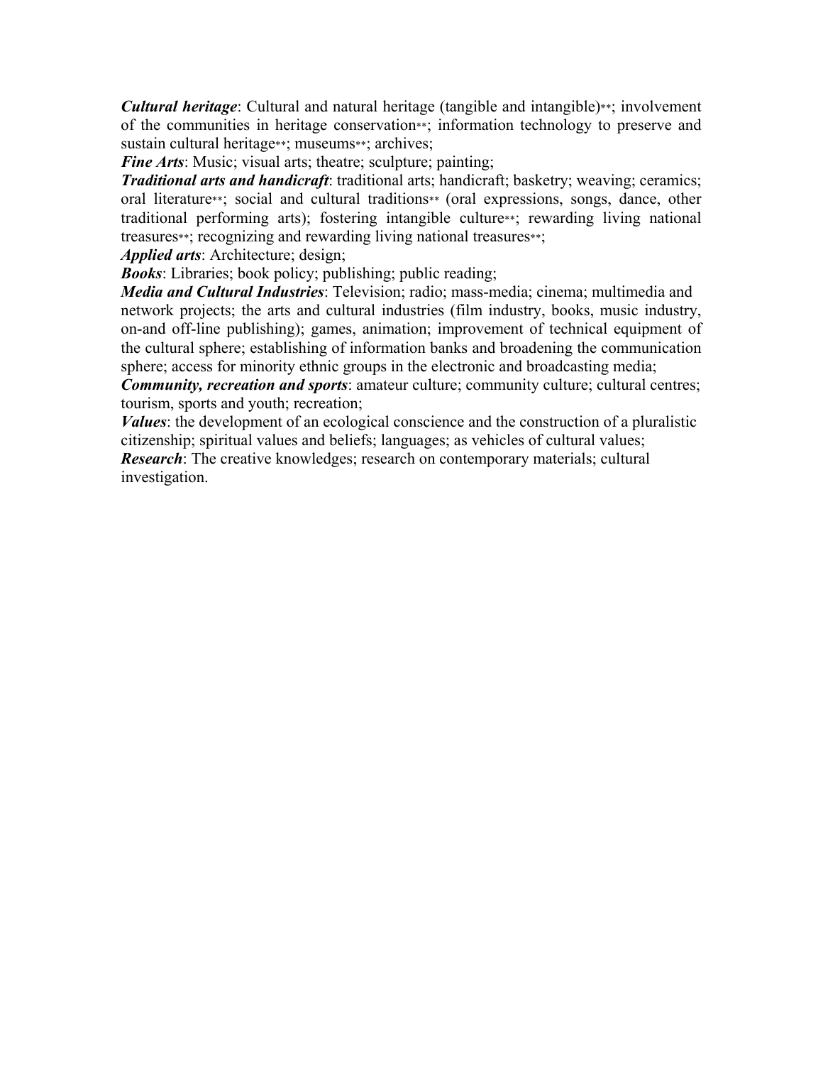***Cultural heritage***: Cultural and natural heritage (tangible and intangible)**; involvement of the communities in heritage conservation**; information technology to preserve and sustain cultural heritage**; museums**; archives;

***Fine Arts***: Music; visual arts; theatre; sculpture; painting;

***Traditional arts and handicraft***: traditional arts; handicraft; basketry; weaving; ceramics; oral literature**; social and cultural traditions** (oral expressions, songs, dance, other traditional performing arts); fostering intangible culture**; rewarding living national treasures**; recognizing and rewarding living national treasures**;

***Applied arts***: Architecture; design;

***Books***: Libraries; book policy; publishing; public reading;

***Media and Cultural Industries***: Television; radio; mass-media; cinema; multimedia and network projects; the arts and cultural industries (film industry, books, music industry, on-and off-line publishing); games, animation; improvement of technical equipment of the cultural sphere; establishing of information banks and broadening the communication sphere; access for minority ethnic groups in the electronic and broadcasting media;

***Community, recreation and sports***: amateur culture; community culture; cultural centres; tourism, sports and youth; recreation;

***Values***: the development of an ecological conscience and the construction of a pluralistic citizenship; spiritual values and beliefs; languages; as vehicles of cultural values;

***Research***: The creative knowledges; research on contemporary materials; cultural investigation.